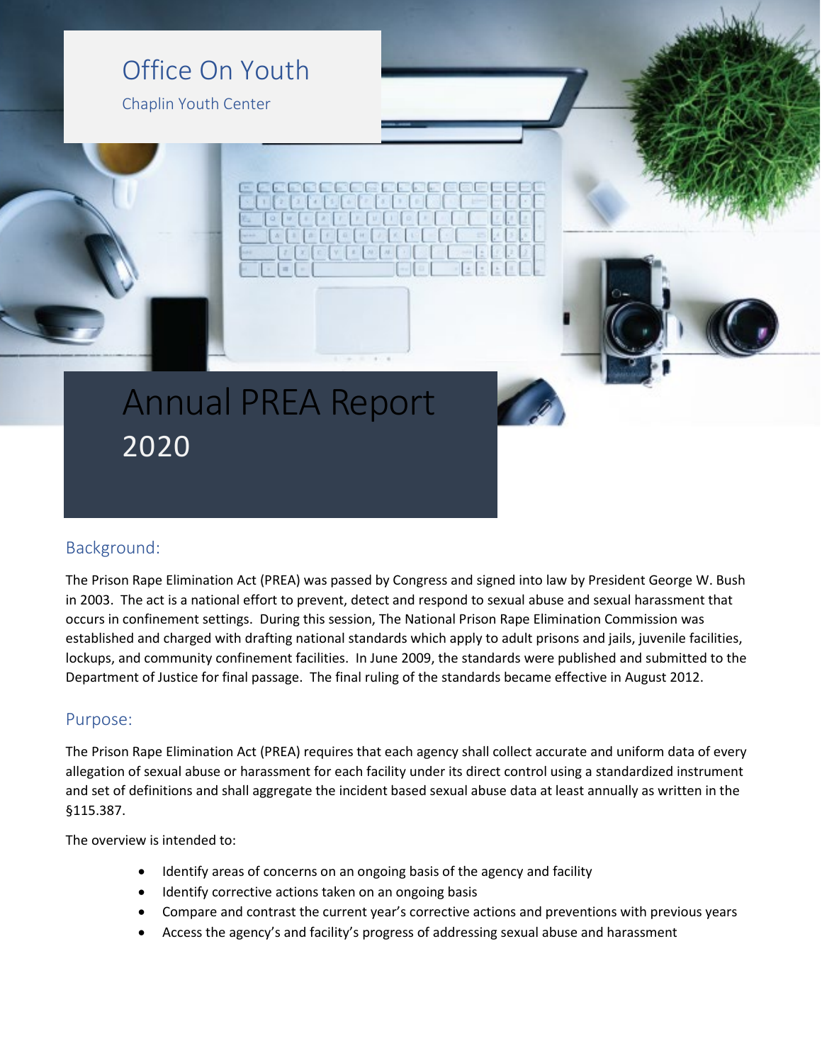# Office On Youth

Chaplin Youth Center

# Annual PREA Report 2020

## Background:

The Prison Rape Elimination Act (PREA) was passed by Congress and signed into law by President George W. Bush in 2003. The act is a national effort to prevent, detect and respond to sexual abuse and sexual harassment that occurs in confinement settings. During this session, The National Prison Rape Elimination Commission was established and charged with drafting national standards which apply to adult prisons and jails, juvenile facilities, lockups, and community confinement facilities. In June 2009, the standards were published and submitted to the Department of Justice for final passage. The final ruling of the standards became effective in August 2012.

## Purpose:

The Prison Rape Elimination Act (PREA) requires that each agency shall collect accurate and uniform data of every allegation of sexual abuse or harassment for each facility under its direct control using a standardized instrument and set of definitions and shall aggregate the incident based sexual abuse data at least annually as written in the §115.387.

The overview is intended to:

- Identify areas of concerns on an ongoing basis of the agency and facility
- Identify corrective actions taken on an ongoing basis
- Compare and contrast the current year's corrective actions and preventions with previous years
- Access the agency's and facility's progress of addressing sexual abuse and harassment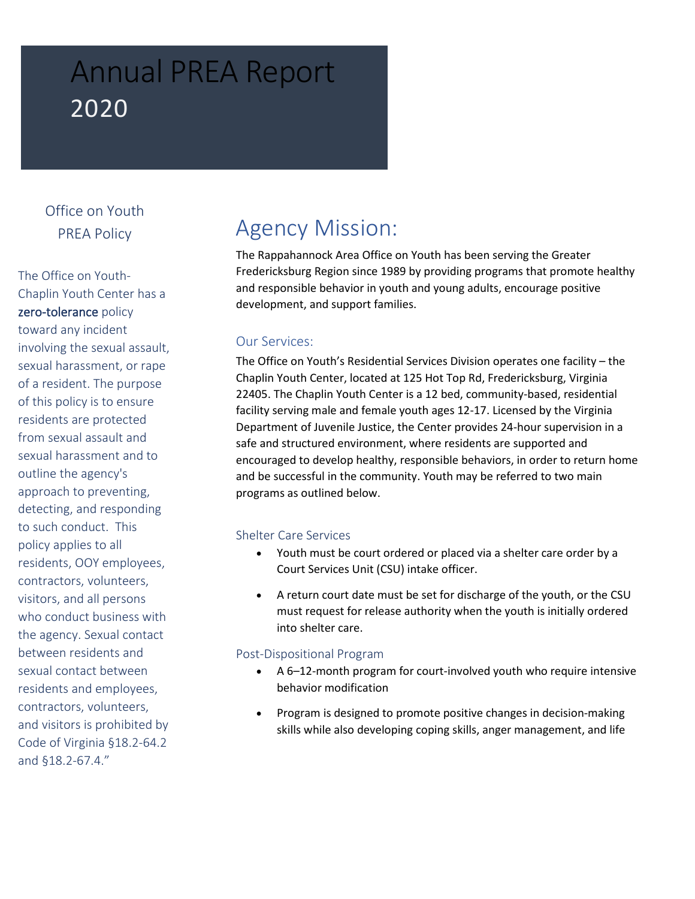# Annual PREA Report 2020

## Office on Youth PREA Policy

The Office on Youth-Chaplin Youth Center has a zero-tolerance policy toward any incident involving the sexual assault, sexual harassment, or rape of a resident. The purpose of this policy is to ensure residents are protected from sexual assault and sexual harassment and to outline the agency's approach to preventing, detecting, and responding to such conduct. This policy applies to all residents, OOY employees, contractors, volunteers, visitors, and all persons who conduct business with the agency. Sexual contact between residents and sexual contact between residents and employees, contractors, volunteers, and visitors is prohibited by Code of Virginia §18.2-64.2 and §18.2-67.4."

# Agency Mission:

The Rappahannock Area Office on Youth has been serving the Greater Fredericksburg Region since 1989 by providing programs that promote healthy and responsible behavior in youth and young adults, encourage positive development, and support families.

## Our Services:

The Office on Youth's Residential Services Division operates one facility – the Chaplin Youth Center, located at 125 Hot Top Rd, Fredericksburg, Virginia 22405. The Chaplin Youth Center is a 12 bed, community-based, residential facility serving male and female youth ages 12-17. Licensed by the Virginia Department of Juvenile Justice, the Center provides 24-hour supervision in a safe and structured environment, where residents are supported and encouraged to develop healthy, responsible behaviors, in order to return home and be successful in the community. Youth may be referred to two main programs as outlined below.

### Shelter Care Services

- Youth must be court ordered or placed via a shelter care order by a Court Services Unit (CSU) intake officer.
- A return court date must be set for discharge of the youth, or the CSU must request for release authority when the youth is initially ordered into shelter care.

### Post-Dispositional Program

- A 6–12-month program for court-involved youth who require intensive behavior modification
- Program is designed to promote positive changes in decision-making skills while also developing coping skills, anger management, and life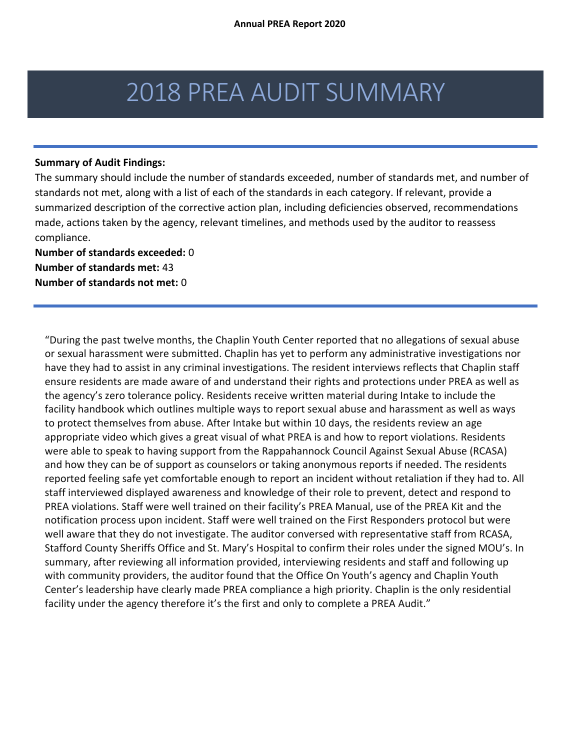# 2018 PREA AUDIT SUMMARY

**Summary of Audit Findings:**

The summary should include the number of standards exceeded, number of standards met, and number of standards not met, along with a list of each of the standards in each category. If relevant, provide a summarized description of the corrective action plan, including deficiencies observed, recommendations made, actions taken by the agency, relevant timelines, and methods used by the auditor to reassess compliance.

**Number of standards exceeded:** 0
**Number of standards met:** 43
**Number of standards not met:** 0

"During the past twelve months, the Chaplin Youth Center reported that no allegations of sexual abuse or sexual harassment were submitted. Chaplin has yet to perform any administrative investigations nor have they had to assist in any criminal investigations. The resident interviews reflects that Chaplin staff ensure residents are made aware of and understand their rights and protections under PREA as well as the agency's zero tolerance policy. Residents receive written material during Intake to include the facility handbook which outlines multiple ways to report sexual abuse and harassment as well as ways to protect themselves from abuse. After Intake but within 10 days, the residents review an age appropriate video which gives a great visual of what PREA is and how to report violations. Residents were able to speak to having support from the Rappahannock Council Against Sexual Abuse (RCASA) and how they can be of support as counselors or taking anonymous reports if needed. The residents reported feeling safe yet comfortable enough to report an incident without retaliation if they had to. All staff interviewed displayed awareness and knowledge of their role to prevent, detect and respond to PREA violations. Staff were well trained on their facility's PREA Manual, use of the PREA Kit and the notification process upon incident. Staff were well trained on the First Responders protocol but were well aware that they do not investigate. The auditor conversed with representative staff from RCASA, Stafford County Sheriffs Office and St. Mary's Hospital to confirm their roles under the signed MOU's. In summary, after reviewing all information provided, interviewing residents and staff and following up with community providers, the auditor found that the Office On Youth's agency and Chaplin Youth Center's leadership have clearly made PREA compliance a high priority. Chaplin is the only residential facility under the agency therefore it's the first and only to complete a PREA Audit."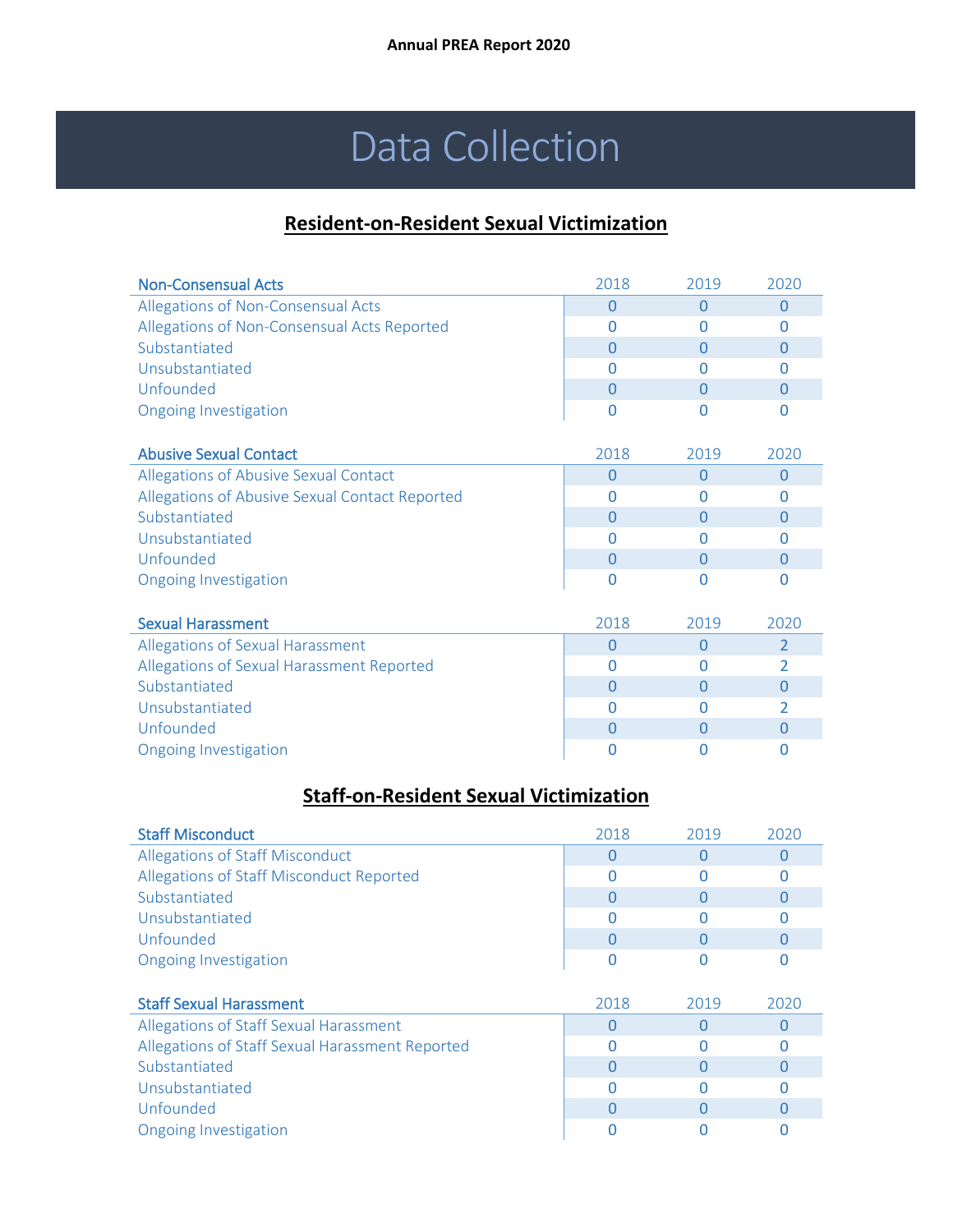# Data Collection

## Resident-on-Resident Sexual Victimization

| Non-Consensual Acts | 2018 | 2019 | 2020 |
|---|---|---|---|
| Allegations of Non-Consensual Acts | 0 | 0 | 0 |
| Allegations of Non-Consensual Acts Reported | 0 | 0 | 0 |
| Substantiated | 0 | 0 | 0 |
| Unsubstantiated | 0 | 0 | 0 |
| Unfounded | 0 | 0 | 0 |
| Ongoing Investigation | 0 | 0 | 0 |

| Abusive Sexual Contact | 2018 | 2019 | 2020 |
|---|---|---|---|
| Allegations of Abusive Sexual Contact | 0 | 0 | 0 |
| Allegations of Abusive Sexual Contact Reported | 0 | 0 | 0 |
| Substantiated | 0 | 0 | 0 |
| Unsubstantiated | 0 | 0 | 0 |
| Unfounded | 0 | 0 | 0 |
| Ongoing Investigation | 0 | 0 | 0 |

| Sexual Harassment | 2018 | 2019 | 2020 |
|---|---|---|---|
| Allegations of Sexual Harassment | 0 | 0 | 2 |
| Allegations of Sexual Harassment Reported | 0 | 0 | 2 |
| Substantiated | 0 | 0 | 0 |
| Unsubstantiated | 0 | 0 | 2 |
| Unfounded | 0 | 0 | 0 |
| Ongoing Investigation | 0 | 0 | 0 |

## Staff-on-Resident Sexual Victimization

| Staff Misconduct | 2018 | 2019 | 2020 |
|---|---|---|---|
| Allegations of Staff Misconduct | 0 | 0 | 0 |
| Allegations of Staff Misconduct Reported | 0 | 0 | 0 |
| Substantiated | 0 | 0 | 0 |
| Unsubstantiated | 0 | 0 | 0 |
| Unfounded | 0 | 0 | 0 |
| Ongoing Investigation | 0 | 0 | 0 |

| Staff Sexual Harassment | 2018 | 2019 | 2020 |
|---|---|---|---|
| Allegations of Staff Sexual Harassment | 0 | 0 | 0 |
| Allegations of Staff Sexual Harassment Reported | 0 | 0 | 0 |
| Substantiated | 0 | 0 | 0 |
| Unsubstantiated | 0 | 0 | 0 |
| Unfounded | 0 | 0 | 0 |
| Ongoing Investigation | 0 | 0 | 0 |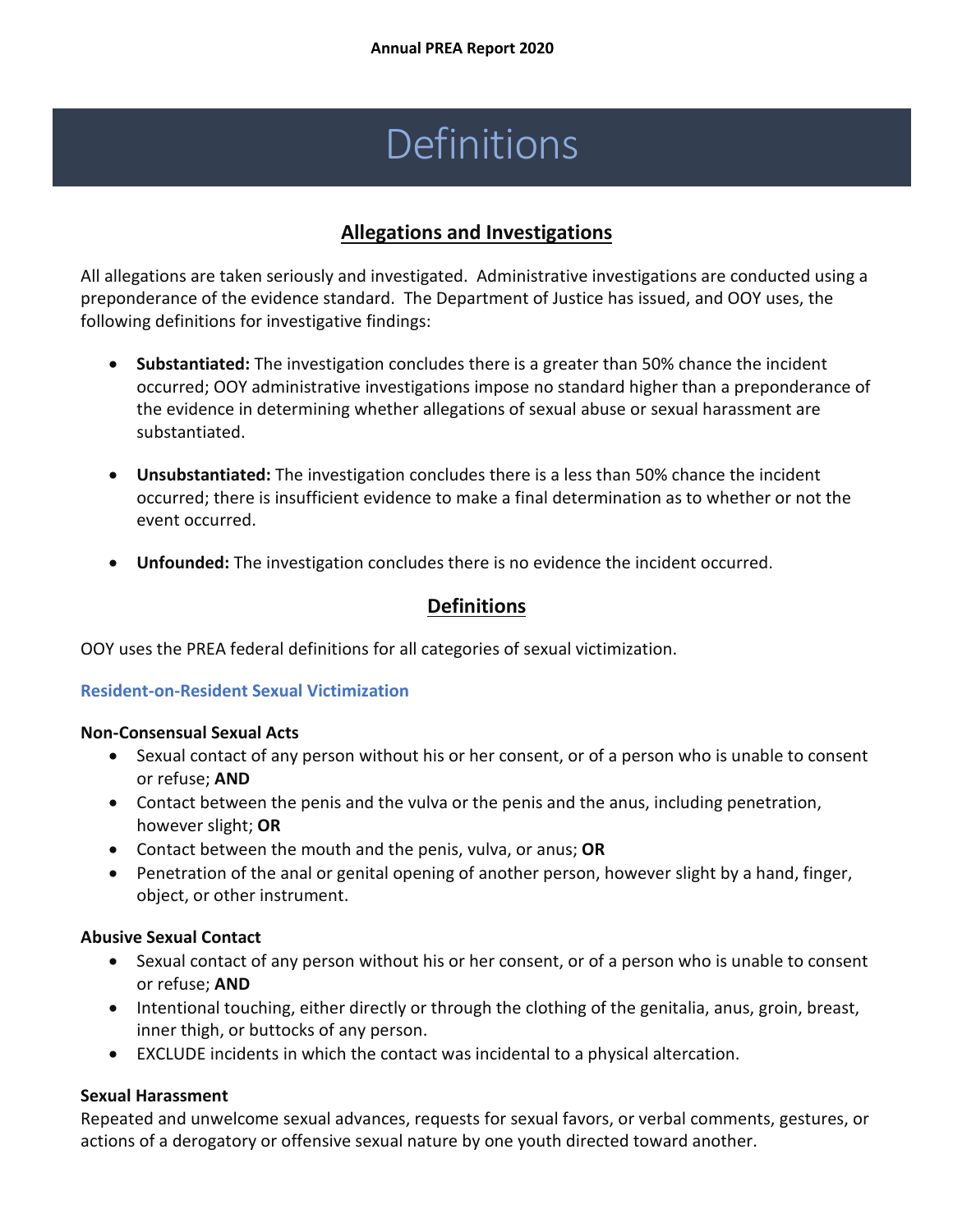# Definitions

## Allegations and Investigations

All allegations are taken seriously and investigated. Administrative investigations are conducted using a preponderance of the evidence standard. The Department of Justice has issued, and OOY uses, the following definitions for investigative findings:

- **Substantiated:** The investigation concludes there is a greater than 50% chance the incident occurred; OOY administrative investigations impose no standard higher than a preponderance of the evidence in determining whether allegations of sexual abuse or sexual harassment are substantiated.
- **Unsubstantiated:** The investigation concludes there is a less than 50% chance the incident occurred; there is insufficient evidence to make a final determination as to whether or not the event occurred.
- **Unfounded:** The investigation concludes there is no evidence the incident occurred.

## Definitions

OOY uses the PREA federal definitions for all categories of sexual victimization.

### Resident-on-Resident Sexual Victimization

**Non-Consensual Sexual Acts**

- Sexual contact of any person without his or her consent, or of a person who is unable to consent or refuse; **AND**
- Contact between the penis and the vulva or the penis and the anus, including penetration, however slight; **OR**
- Contact between the mouth and the penis, vulva, or anus; **OR**
- Penetration of the anal or genital opening of another person, however slight by a hand, finger, object, or other instrument.

**Abusive Sexual Contact**

- Sexual contact of any person without his or her consent, or of a person who is unable to consent or refuse; **AND**
- Intentional touching, either directly or through the clothing of the genitalia, anus, groin, breast, inner thigh, or buttocks of any person.
- EXCLUDE incidents in which the contact was incidental to a physical altercation.

**Sexual Harassment**

Repeated and unwelcome sexual advances, requests for sexual favors, or verbal comments, gestures, or actions of a derogatory or offensive sexual nature by one youth directed toward another.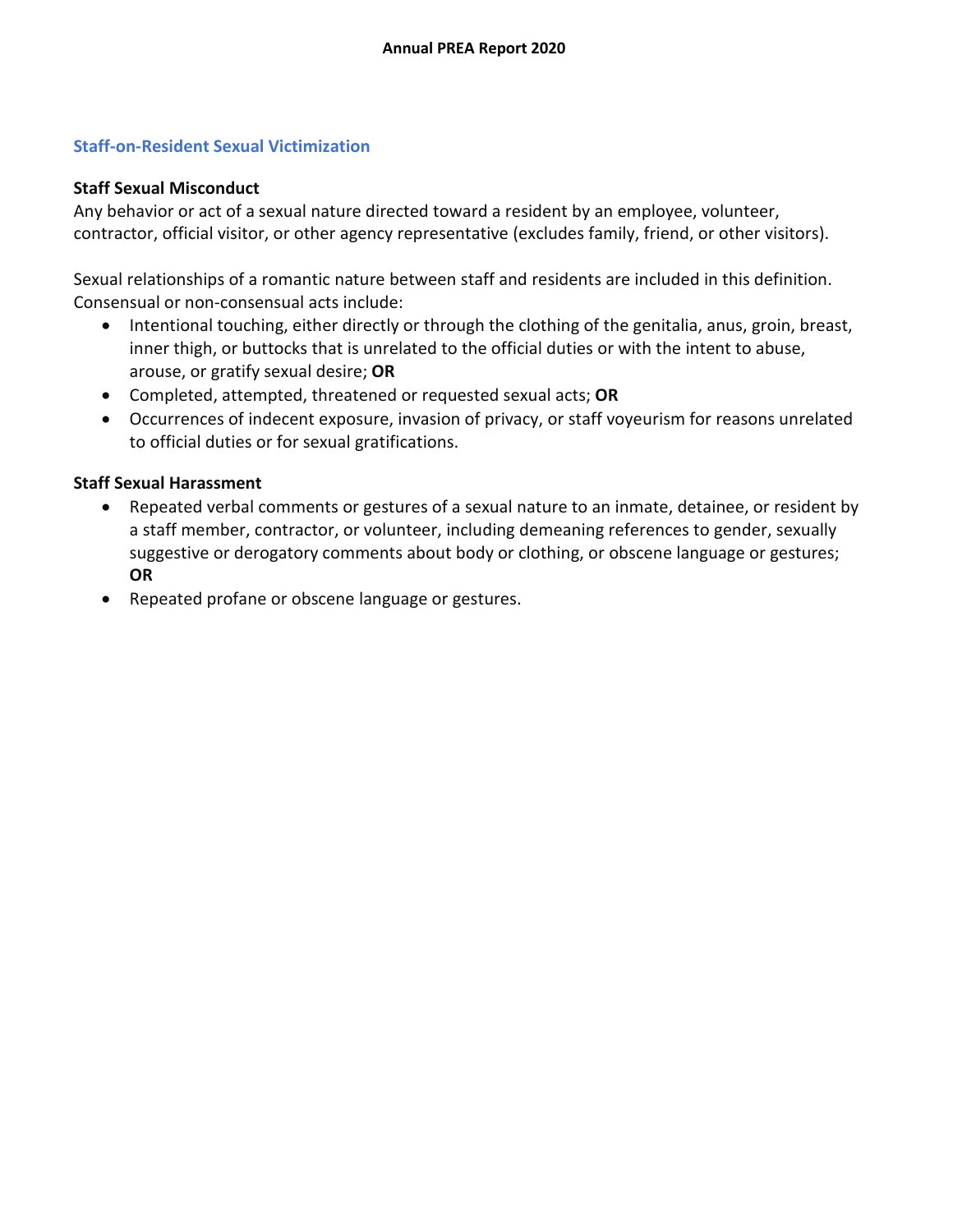## Staff-on-Resident Sexual Victimization

### Staff Sexual Misconduct

Any behavior or act of a sexual nature directed toward a resident by an employee, volunteer, contractor, official visitor, or other agency representative (excludes family, friend, or other visitors).

Sexual relationships of a romantic nature between staff and residents are included in this definition. Consensual or non-consensual acts include:

- Intentional touching, either directly or through the clothing of the genitalia, anus, groin, breast, inner thigh, or buttocks that is unrelated to the official duties or with the intent to abuse, arouse, or gratify sexual desire; **OR**
- Completed, attempted, threatened or requested sexual acts; **OR**
- Occurrences of indecent exposure, invasion of privacy, or staff voyeurism for reasons unrelated to official duties or for sexual gratifications.

### Staff Sexual Harassment

- Repeated verbal comments or gestures of a sexual nature to an inmate, detainee, or resident by a staff member, contractor, or volunteer, including demeaning references to gender, sexually suggestive or derogatory comments about body or clothing, or obscene language or gestures; **OR**
- Repeated profane or obscene language or gestures.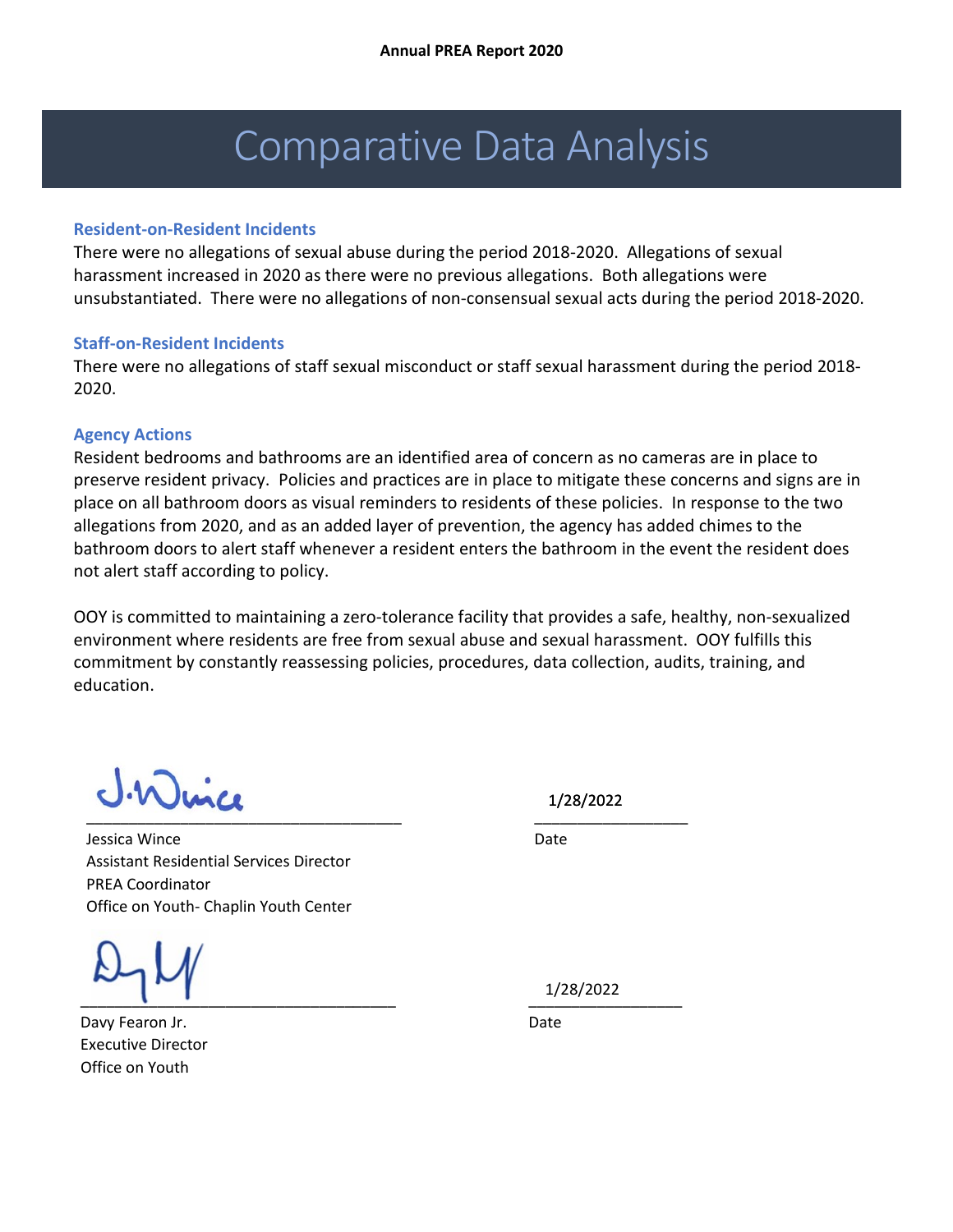# Comparative Data Analysis

### Resident-on-Resident Incidents

There were no allegations of sexual abuse during the period 2018-2020. Allegations of sexual harassment increased in 2020 as there were no previous allegations. Both allegations were unsubstantiated. There were no allegations of non-consensual sexual acts during the period 2018-2020.

### Staff-on-Resident Incidents

There were no allegations of staff sexual misconduct or staff sexual harassment during the period 2018-2020.

### Agency Actions

Resident bedrooms and bathrooms are an identified area of concern as no cameras are in place to preserve resident privacy. Policies and practices are in place to mitigate these concerns and signs are in place on all bathroom doors as visual reminders to residents of these policies. In response to the two allegations from 2020, and as an added layer of prevention, the agency has added chimes to the bathroom doors to alert staff whenever a resident enters the bathroom in the event the resident does not alert staff according to policy.

OOY is committed to maintaining a zero-tolerance facility that provides a safe, healthy, non-sexualized environment where residents are free from sexual abuse and sexual harassment. OOY fulfills this commitment by constantly reassessing policies, procedures, data collection, audits, training, and education.

J. Wince
\_\_\_\_\_\_\_\_\_\_\_\_\_\_\_\_\_\_\_\_\_\_\_\_\_\_\_\_\_\_\_\_\_\_\_\_

Jessica Wince
Assistant Residential Services Director
PREA Coordinator
Office on Youth- Chaplin Youth Center

1/28/2022
\_\_\_\_\_\_\_\_\_\_\_\_\_\_\_\_\_\_

Date

\_\_\_\_\_\_\_\_\_\_\_\_\_\_\_\_\_\_\_\_\_\_\_\_\_\_\_\_\_\_\_\_\_\_\_\_

Davy Fearon Jr.
Executive Director
Office on Youth

1/28/2022
\_\_\_\_\_\_\_\_\_\_\_\_\_\_\_\_\_\_

Date